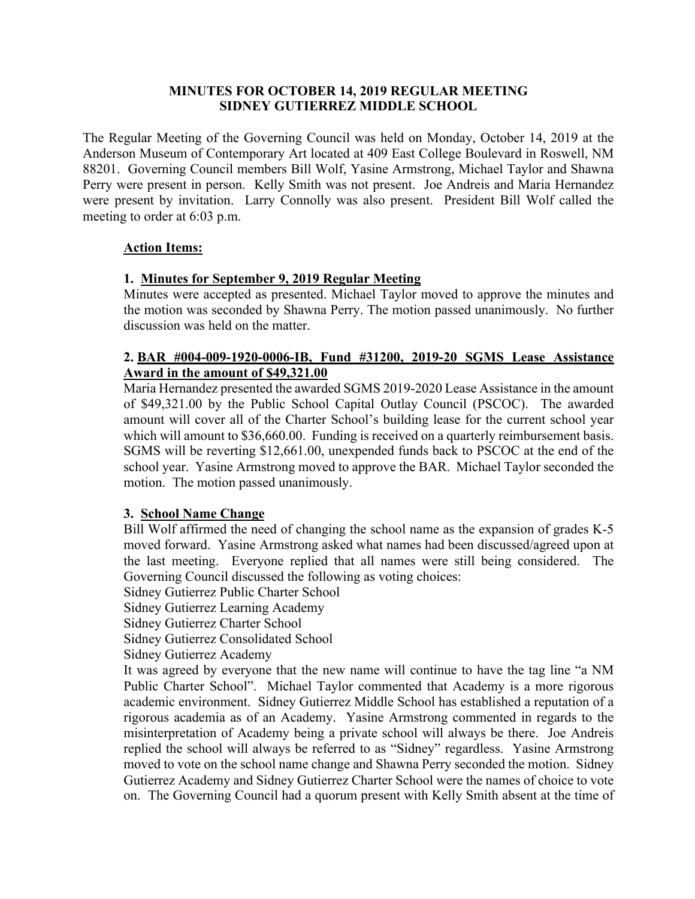# MINUTES FOR OCTOBER 14, 2019 REGULAR MEETING
# SIDNEY GUTIERREZ MIDDLE SCHOOL

The Regular Meeting of the Governing Council was held on Monday, October 14, 2019 at the Anderson Museum of Contemporary Art located at 409 East College Boulevard in Roswell, NM 88201. Governing Council members Bill Wolf, Yasine Armstrong, Michael Taylor and Shawna Perry were present in person. Kelly Smith was not present. Joe Andreis and Maria Hernandez were present by invitation. Larry Connolly was also present. President Bill Wolf called the meeting to order at 6:03 p.m.

**Action Items:**

**1. Minutes for September 9, 2019 Regular Meeting**

Minutes were accepted as presented. Michael Taylor moved to approve the minutes and the motion was seconded by Shawna Perry. The motion passed unanimously. No further discussion was held on the matter.

**2. BAR #004-009-1920-0006-IB, Fund #31200, 2019-20 SGMS Lease Assistance Award in the amount of $49,321.00**

Maria Hernandez presented the awarded SGMS 2019-2020 Lease Assistance in the amount of $49,321.00 by the Public School Capital Outlay Council (PSCOC). The awarded amount will cover all of the Charter School's building lease for the current school year which will amount to $36,660.00. Funding is received on a quarterly reimbursement basis. SGMS will be reverting $12,661.00, unexpended funds back to PSCOC at the end of the school year. Yasine Armstrong moved to approve the BAR. Michael Taylor seconded the motion. The motion passed unanimously.

**3. School Name Change**

Bill Wolf affirmed the need of changing the school name as the expansion of grades K-5 moved forward. Yasine Armstrong asked what names had been discussed/agreed upon at the last meeting. Everyone replied that all names were still being considered. The Governing Council discussed the following as voting choices:

Sidney Gutierrez Public Charter School
Sidney Gutierrez Learning Academy
Sidney Gutierrez Charter School
Sidney Gutierrez Consolidated School
Sidney Gutierrez Academy

It was agreed by everyone that the new name will continue to have the tag line "a NM Public Charter School". Michael Taylor commented that Academy is a more rigorous academic environment. Sidney Gutierrez Middle School has established a reputation of a rigorous academia as of an Academy. Yasine Armstrong commented in regards to the misinterpretation of Academy being a private school will always be there. Joe Andreis replied the school will always be referred to as "Sidney" regardless. Yasine Armstrong moved to vote on the school name change and Shawna Perry seconded the motion. Sidney Gutierrez Academy and Sidney Gutierrez Charter School were the names of choice to vote on. The Governing Council had a quorum present with Kelly Smith absent at the time of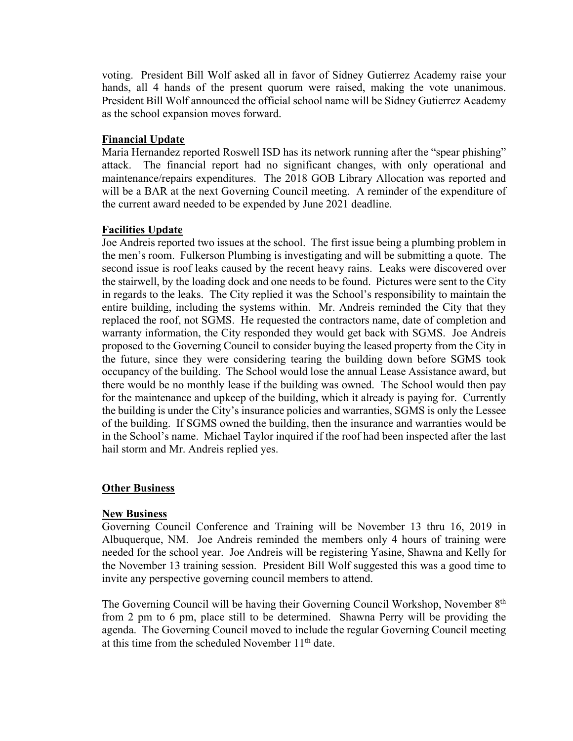voting. President Bill Wolf asked all in favor of Sidney Gutierrez Academy raise your hands, all 4 hands of the present quorum were raised, making the vote unanimous. President Bill Wolf announced the official school name will be Sidney Gutierrez Academy as the school expansion moves forward.

**Financial Update**

Maria Hernandez reported Roswell ISD has its network running after the "spear phishing" attack. The financial report had no significant changes, with only operational and maintenance/repairs expenditures. The 2018 GOB Library Allocation was reported and will be a BAR at the next Governing Council meeting. A reminder of the expenditure of the current award needed to be expended by June 2021 deadline.

**Facilities Update**

Joe Andreis reported two issues at the school. The first issue being a plumbing problem in the men's room. Fulkerson Plumbing is investigating and will be submitting a quote. The second issue is roof leaks caused by the recent heavy rains. Leaks were discovered over the stairwell, by the loading dock and one needs to be found. Pictures were sent to the City in regards to the leaks. The City replied it was the School's responsibility to maintain the entire building, including the systems within. Mr. Andreis reminded the City that they replaced the roof, not SGMS. He requested the contractors name, date of completion and warranty information, the City responded they would get back with SGMS. Joe Andreis proposed to the Governing Council to consider buying the leased property from the City in the future, since they were considering tearing the building down before SGMS took occupancy of the building. The School would lose the annual Lease Assistance award, but there would be no monthly lease if the building was owned. The School would then pay for the maintenance and upkeep of the building, which it already is paying for. Currently the building is under the City's insurance policies and warranties, SGMS is only the Lessee of the building. If SGMS owned the building, then the insurance and warranties would be in the School's name. Michael Taylor inquired if the roof had been inspected after the last hail storm and Mr. Andreis replied yes.

**Other Business**

**New Business**

Governing Council Conference and Training will be November 13 thru 16, 2019 in Albuquerque, NM. Joe Andreis reminded the members only 4 hours of training were needed for the school year. Joe Andreis will be registering Yasine, Shawna and Kelly for the November 13 training session. President Bill Wolf suggested this was a good time to invite any perspective governing council members to attend.

The Governing Council will be having their Governing Council Workshop, November 8th from 2 pm to 6 pm, place still to be determined. Shawna Perry will be providing the agenda. The Governing Council moved to include the regular Governing Council meeting at this time from the scheduled November 11th date.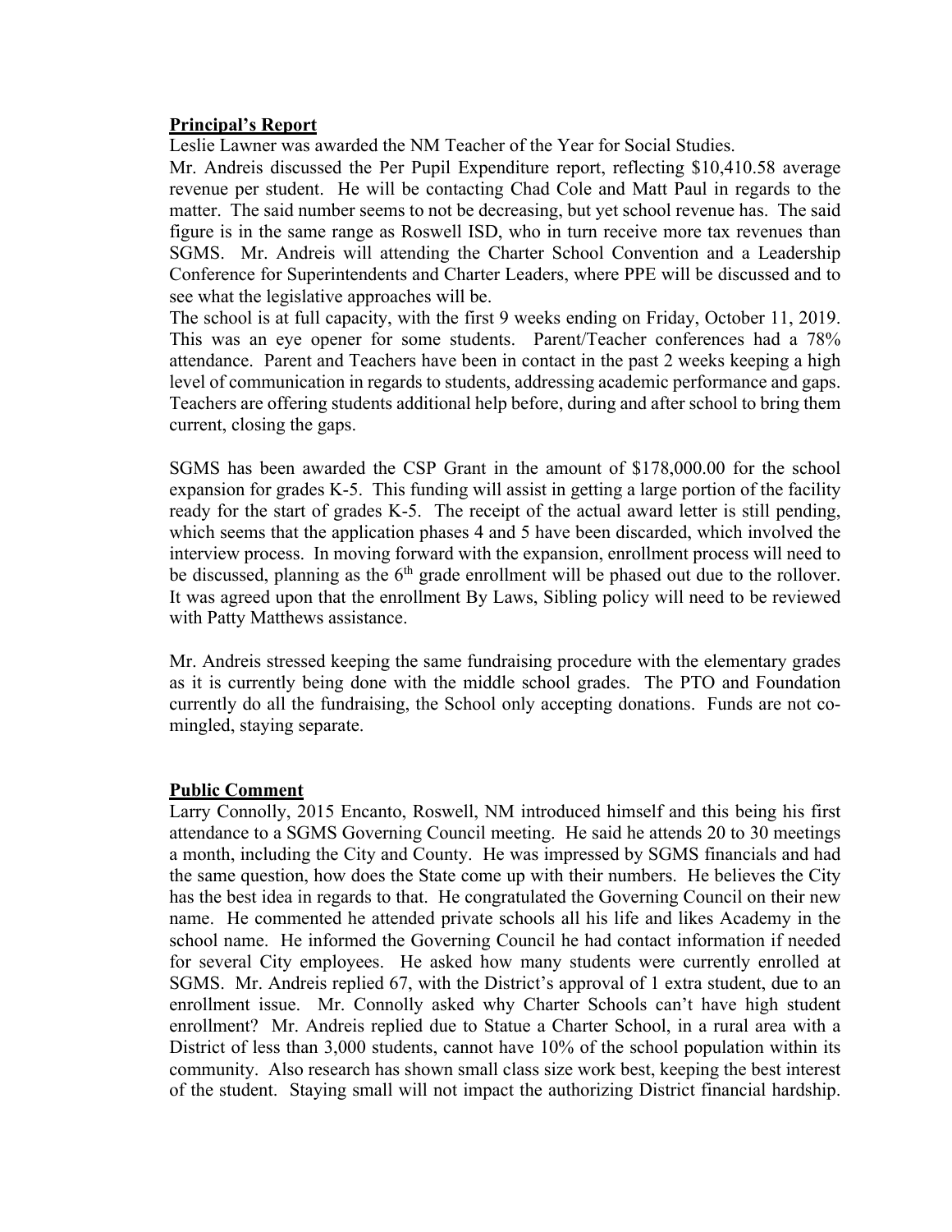**Principal's Report**

Leslie Lawner was awarded the NM Teacher of the Year for Social Studies.

Mr. Andreis discussed the Per Pupil Expenditure report, reflecting $10,410.58 average revenue per student. He will be contacting Chad Cole and Matt Paul in regards to the matter. The said number seems to not be decreasing, but yet school revenue has. The said figure is in the same range as Roswell ISD, who in turn receive more tax revenues than SGMS. Mr. Andreis will attending the Charter School Convention and a Leadership Conference for Superintendents and Charter Leaders, where PPE will be discussed and to see what the legislative approaches will be.

The school is at full capacity, with the first 9 weeks ending on Friday, October 11, 2019. This was an eye opener for some students. Parent/Teacher conferences had a 78% attendance. Parent and Teachers have been in contact in the past 2 weeks keeping a high level of communication in regards to students, addressing academic performance and gaps. Teachers are offering students additional help before, during and after school to bring them current, closing the gaps.

SGMS has been awarded the CSP Grant in the amount of $178,000.00 for the school expansion for grades K-5. This funding will assist in getting a large portion of the facility ready for the start of grades K-5. The receipt of the actual award letter is still pending, which seems that the application phases 4 and 5 have been discarded, which involved the interview process. In moving forward with the expansion, enrollment process will need to be discussed, planning as the 6th grade enrollment will be phased out due to the rollover. It was agreed upon that the enrollment By Laws, Sibling policy will need to be reviewed with Patty Matthews assistance.

Mr. Andreis stressed keeping the same fundraising procedure with the elementary grades as it is currently being done with the middle school grades. The PTO and Foundation currently do all the fundraising, the School only accepting donations. Funds are not co-mingled, staying separate.

**Public Comment**

Larry Connolly, 2015 Encanto, Roswell, NM introduced himself and this being his first attendance to a SGMS Governing Council meeting. He said he attends 20 to 30 meetings a month, including the City and County. He was impressed by SGMS financials and had the same question, how does the State come up with their numbers. He believes the City has the best idea in regards to that. He congratulated the Governing Council on their new name. He commented he attended private schools all his life and likes Academy in the school name. He informed the Governing Council he had contact information if needed for several City employees. He asked how many students were currently enrolled at SGMS. Mr. Andreis replied 67, with the District's approval of 1 extra student, due to an enrollment issue. Mr. Connolly asked why Charter Schools can't have high student enrollment? Mr. Andreis replied due to Statue a Charter School, in a rural area with a District of less than 3,000 students, cannot have 10% of the school population within its community. Also research has shown small class size work best, keeping the best interest of the student. Staying small will not impact the authorizing District financial hardship.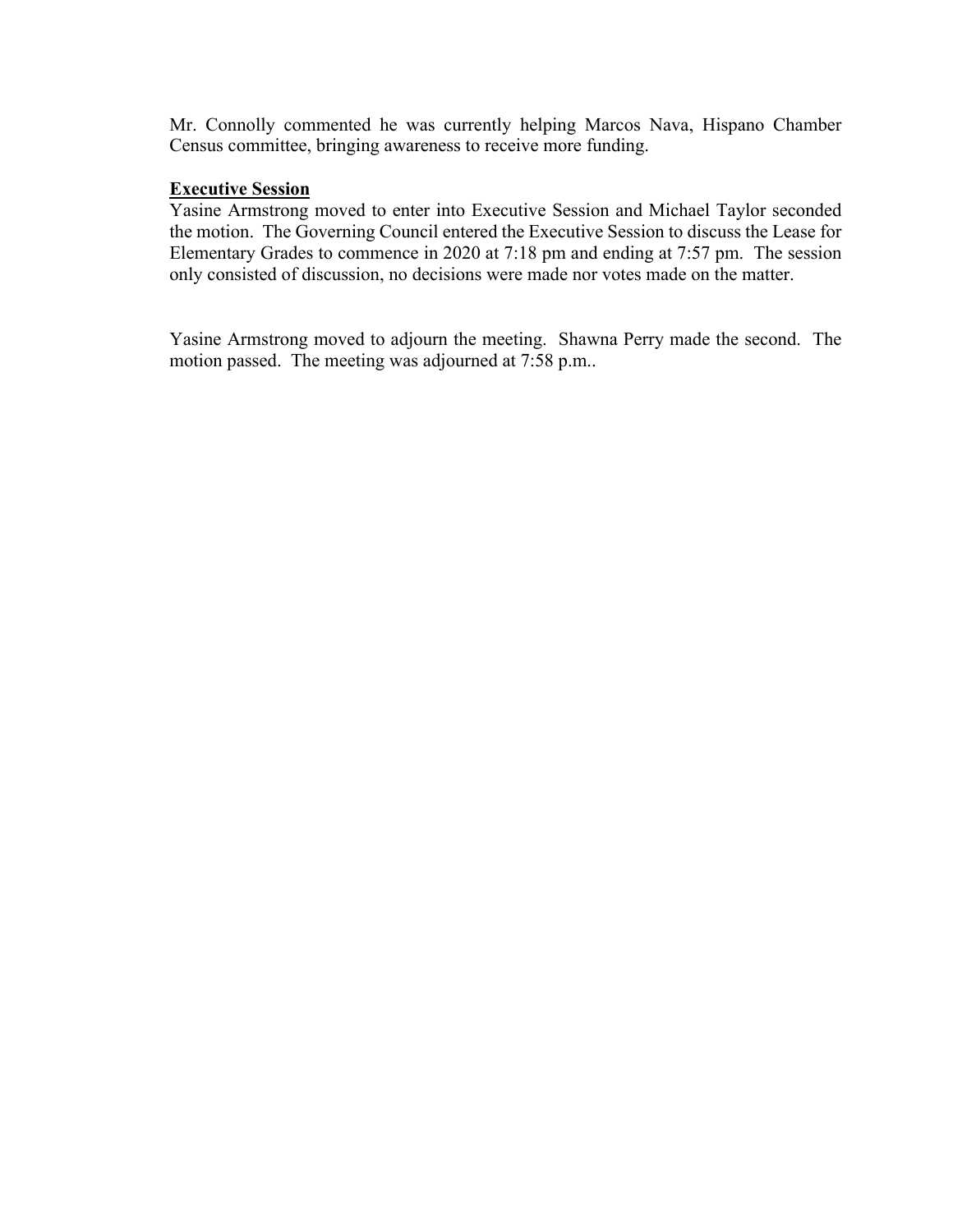Mr. Connolly commented he was currently helping Marcos Nava, Hispano Chamber Census committee, bringing awareness to receive more funding.

**Executive Session**

Yasine Armstrong moved to enter into Executive Session and Michael Taylor seconded the motion. The Governing Council entered the Executive Session to discuss the Lease for Elementary Grades to commence in 2020 at 7:18 pm and ending at 7:57 pm. The session only consisted of discussion, no decisions were made nor votes made on the matter.

Yasine Armstrong moved to adjourn the meeting. Shawna Perry made the second. The motion passed. The meeting was adjourned at 7:58 p.m..